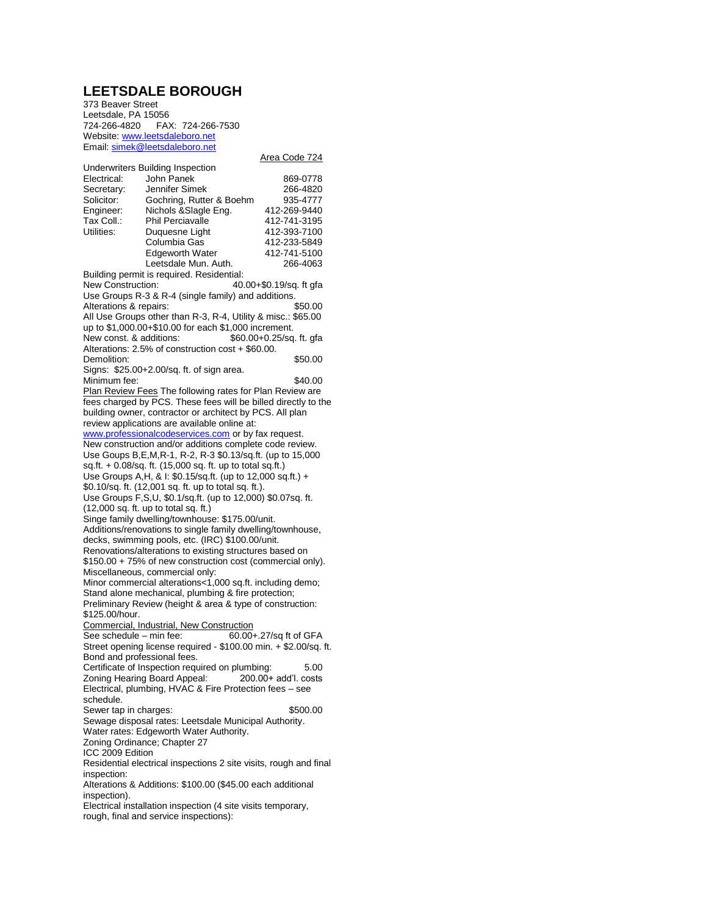# LEETSDALE BOROUGH

373 Beaver Street
Leetsdale, PA 15056
724-266-4820 FAX: 724-266-7530
Website: www.leetsdaleboro.net
Email: simek@leetsdaleboro.net

| | | Area Code 724 |
|---|---|---|
| Underwriters Building Inspection | | |
| Electrical: | John Panek | 869-0778 |
| Secretary: | Jennifer Simek | 266-4820 |
| Solicitor: | Gochring, Rutter & Boehm | 935-4777 |
| Engineer: | Nichols &Slagle Eng. | 412-269-9440 |
| Tax Coll.: | Phil Perciavalle | 412-741-3195 |
| Utilities: | Duquesne Light | 412-393-7100 |
| | Columbia Gas | 412-233-5849 |
| | Edgeworth Water | 412-741-5100 |
| | Leetsdale Mun. Auth. | 266-4063 |

Building permit is required. Residential:
New Construction: 40.00+$0.19/sq. ft gfa
Use Groups R-3 & R-4 (single family) and additions.
Alterations & repairs: $50.00
All Use Groups other than R-3, R-4, Utility & misc.: $65.00 up to $1,000.00+$10.00 for each $1,000 increment.
New const. & additions: $60.00+0.25/sq. ft. gfa
Alterations: 2.5% of construction cost + $60.00.
Demolition: $50.00
Signs: $25.00+2.00/sq. ft. of sign area.
Minimum fee: $40.00

Plan Review Fees The following rates for Plan Review are fees charged by PCS. These fees will be billed directly to the building owner, contractor or architect by PCS. All plan review applications are available online at: www.professionalcodeservices.com or by fax request.
New construction and/or additions complete code review.
Use Goups B,E,M,R-1, R-2, R-3 $0.13/sq.ft. (up to 15,000 sq.ft. + 0.08/sq. ft. (15,000 sq. ft. up to total sq.ft.)
Use Groups A,H, & I: $0.15/sq.ft. (up to 12,000 sq.ft.) + $0.10/sq. ft. (12,001 sq. ft. up to total sq. ft.).
Use Groups F,S,U, $0.1/sq.ft. (up to 12,000) $0.07sq. ft. (12,000 sq. ft. up to total sq. ft.)
Singe family dwelling/townhouse: $175.00/unit.
Additions/renovations to single family dwelling/townhouse, decks, swimming pools, etc. (IRC) $100.00/unit.
Renovations/alterations to existing structures based on $150.00 + 75% of new construction cost (commercial only).
Miscellaneous, commercial only:
Minor commercial alterations<1,000 sq.ft. including demo;
Stand alone mechanical, plumbing & fire protection;
Preliminary Review (height & area & type of construction: $125.00/hour.

Commercial, Industrial, New Construction
See schedule – min fee: 60.00+.27/sq ft of GFA
Street opening license required - $100.00 min. + $2.00/sq. ft. Bond and professional fees.
Certificate of Inspection required on plumbing: 5.00
Zoning Hearing Board Appeal: 200.00+ add'l. costs
Electrical, plumbing, HVAC & Fire Protection fees – see schedule.
Sewer tap in charges: $500.00
Sewage disposal rates: Leetsdale Municipal Authority.
Water rates: Edgeworth Water Authority.
Zoning Ordinance; Chapter 27
ICC 2009 Edition
Residential electrical inspections 2 site visits, rough and final inspection:
Alterations & Additions: $100.00 ($45.00 each additional inspection).
Electrical installation inspection (4 site visits temporary, rough, final and service inspections):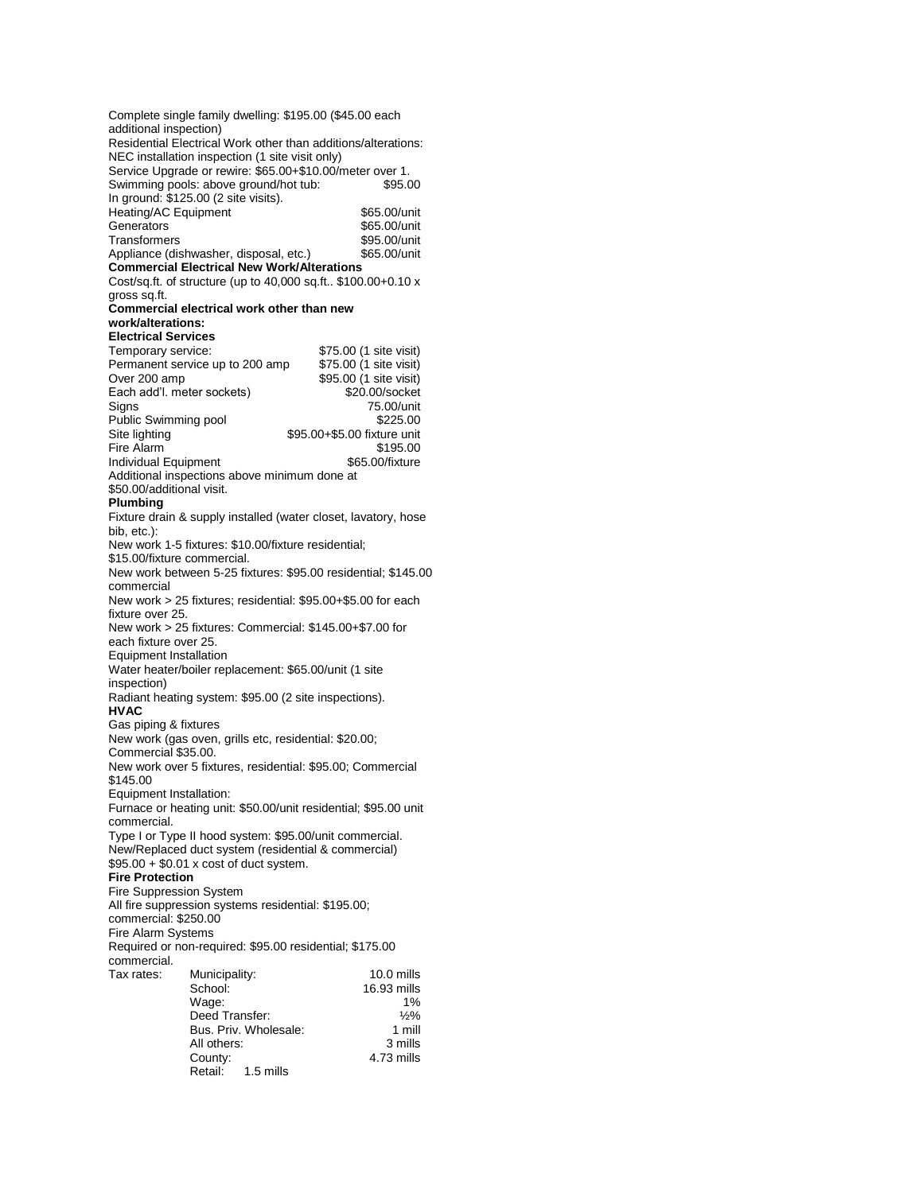Complete single family dwelling: $195.00 ($45.00 each additional inspection)

Residential Electrical Work other than additions/alterations: NEC installation inspection (1 site visit only)

Service Upgrade or rewire: $65.00+$10.00/meter over 1.

| | |
|---|---|
| Swimming pools: above ground/hot tub: | $95.00 |

In ground: $125.00 (2 site visits).

| | |
|---|---|
| Heating/AC Equipment | $65.00/unit |
| Generators | $65.00/unit |
| Transformers | $95.00/unit |
| Appliance (dishwasher, disposal, etc.) | $65.00/unit |

**Commercial Electrical New Work/Alterations**

Cost/sq.ft. of structure (up to 40,000 sq.ft.. $100.00+0.10 x gross sq.ft.

**Commercial electrical work other than new work/alterations:**

**Electrical Services**

| | |
|---|---|
| Temporary service: | $75.00 (1 site visit) |
| Permanent service up to 200 amp | $75.00 (1 site visit) |
| Over 200 amp | $95.00 (1 site visit) |
| Each add'l. meter sockets) | $20.00/socket |
| Signs | 75.00/unit |
| Public Swimming pool | $225.00 |
| Site lighting | $95.00+$5.00 fixture unit |
| Fire Alarm | $195.00 |
| Individual Equipment | $65.00/fixture |

Additional inspections above minimum done at $50.00/additional visit.

**Plumbing**

Fixture drain & supply installed (water closet, lavatory, hose bib, etc.):

New work 1-5 fixtures: $10.00/fixture residential; $15.00/fixture commercial.

New work between 5-25 fixtures: $95.00 residential; $145.00 commercial

New work > 25 fixtures; residential: $95.00+$5.00 for each fixture over 25.

New work > 25 fixtures: Commercial: $145.00+$7.00 for each fixture over 25.

Equipment Installation

Water heater/boiler replacement: $65.00/unit (1 site inspection)

Radiant heating system: $95.00 (2 site inspections).

**HVAC**

Gas piping & fixtures

New work (gas oven, grills etc, residential: $20.00; Commercial $35.00.

New work over 5 fixtures, residential: $95.00; Commercial $145.00

Equipment Installation:

Furnace or heating unit: $50.00/unit residential; $95.00 unit commercial.

Type I or Type II hood system: $95.00/unit commercial.

New/Replaced duct system (residential & commercial) $95.00 + $0.01 x cost of duct system.

**Fire Protection**

Fire Suppression System

All fire suppression systems residential: $195.00; commercial: $250.00

Fire Alarm Systems

Required or non-required: $95.00 residential; $175.00 commercial.

| | | |
|---|---|---|
| Tax rates: | Municipality: | 10.0 mills |
| | School: | 16.93 mills |
| | Wage: | 1% |
| | Deed Transfer: | ½% |
| | Bus. Priv. Wholesale: | 1 mill |
| | All others: | 3 mills |
| | County: | 4.73 mills |
| | Retail: 1.5 mills | |